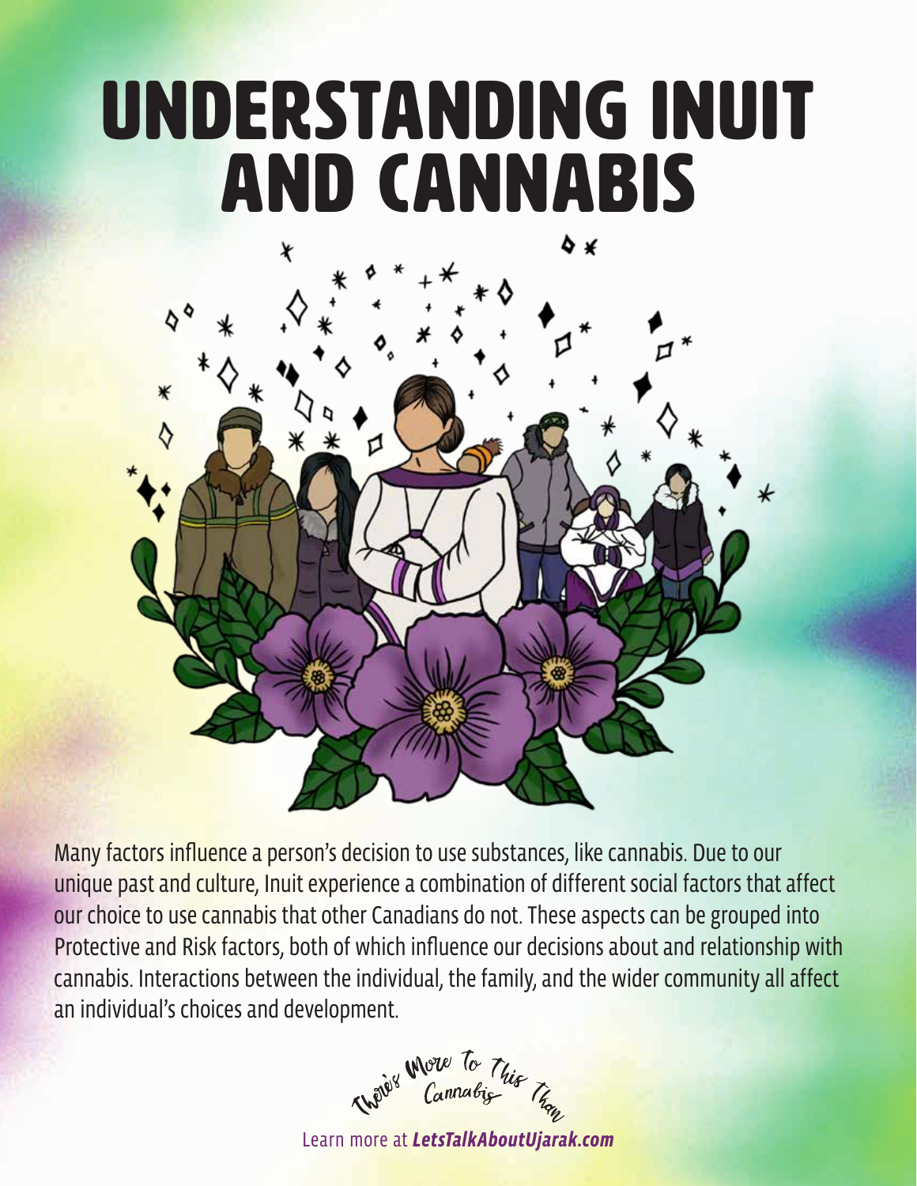# UNDERSTANDING INUIT AND CANNABIS

Many factors influence a person's decision to use substances, like cannabis. Due to our unique past and culture, Inuit experience a combination of different social factors that affect our choice to use cannabis that other Canadians do not. These aspects can be grouped into Protective and Risk factors, both of which influence our decisions about and relationship with cannabis. Interactions between the individual, the family, and the wider community all affect an individual's choices and development.

There's More To This Than Cannabis

Learn more at ***LetsTalkAboutUjarak.com***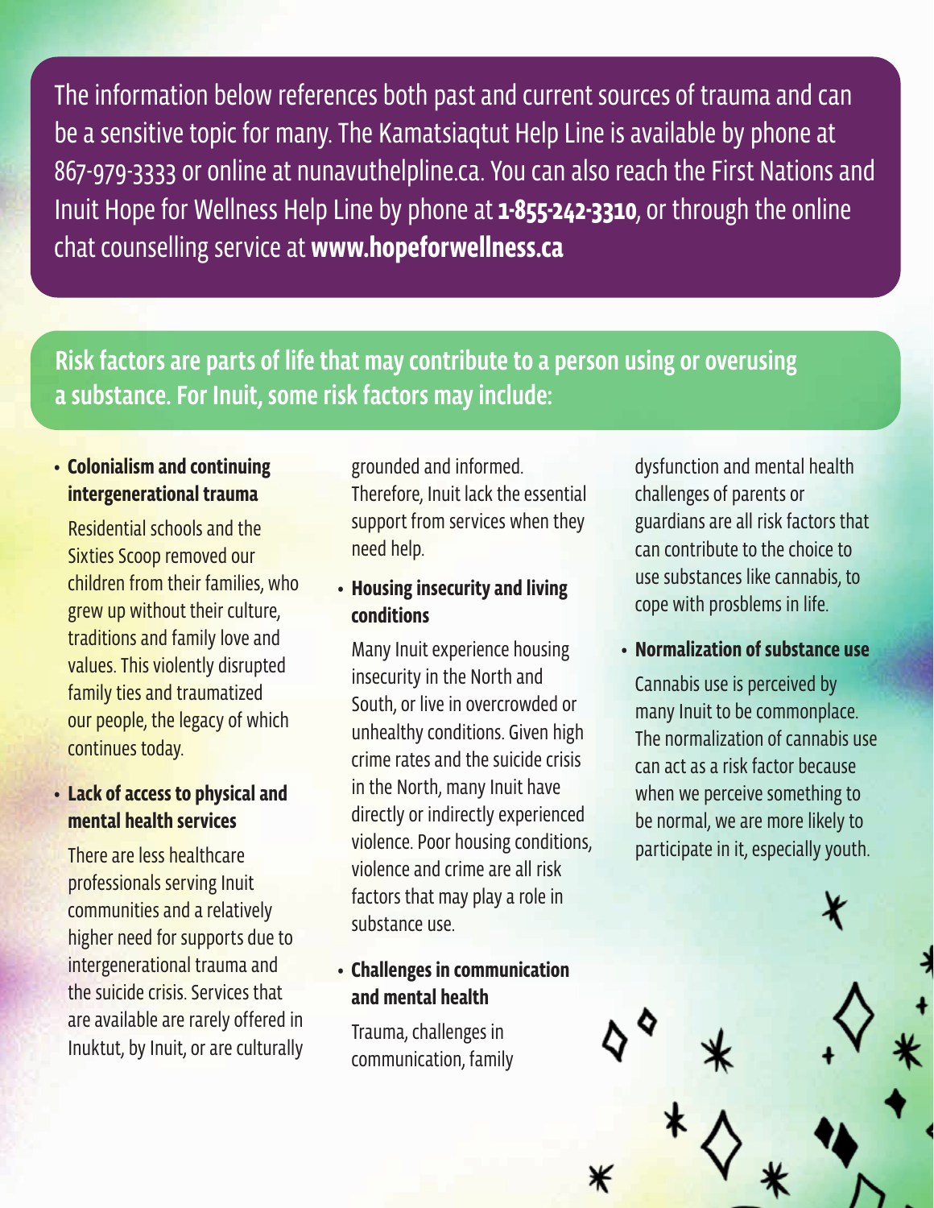The information below references both past and current sources of trauma and can be a sensitive topic for many. The Kamatsiaqtut Help Line is available by phone at 867-979-3333 or online at nunavuthelpline.ca. You can also reach the First Nations and Inuit Hope for Wellness Help Line by phone at **1-855-242-3310**, or through the online chat counselling service at **www.hopeforwellness.ca**

**Risk factors are parts of life that may contribute to a person using or overusing a substance. For Inuit, some risk factors may include:**

- **Colonialism and continuing intergenerational trauma**

  Residential schools and the Sixties Scoop removed our children from their families, who grew up without their culture, traditions and family love and values. This violently disrupted family ties and traumatized our people, the legacy of which continues today.

- **Lack of access to physical and mental health services**

  There are less healthcare professionals serving Inuit communities and a relatively higher need for supports due to intergenerational trauma and the suicide crisis. Services that are available are rarely offered in Inuktut, by Inuit, or are culturally grounded and informed. Therefore, Inuit lack the essential support from services when they need help.

- **Housing insecurity and living conditions**

  Many Inuit experience housing insecurity in the North and South, or live in overcrowded or unhealthy conditions. Given high crime rates and the suicide crisis in the North, many Inuit have directly or indirectly experienced violence. Poor housing conditions, violence and crime are all risk factors that may play a role in substance use.

- **Challenges in communication and mental health**

  Trauma, challenges in communication, family dysfunction and mental health challenges of parents or guardians are all risk factors that can contribute to the choice to use substances like cannabis, to cope with prosblems in life.

- **Normalization of substance use**

  Cannabis use is perceived by many Inuit to be commonplace. The normalization of cannabis use can act as a risk factor because when we perceive something to be normal, we are more likely to participate in it, especially youth.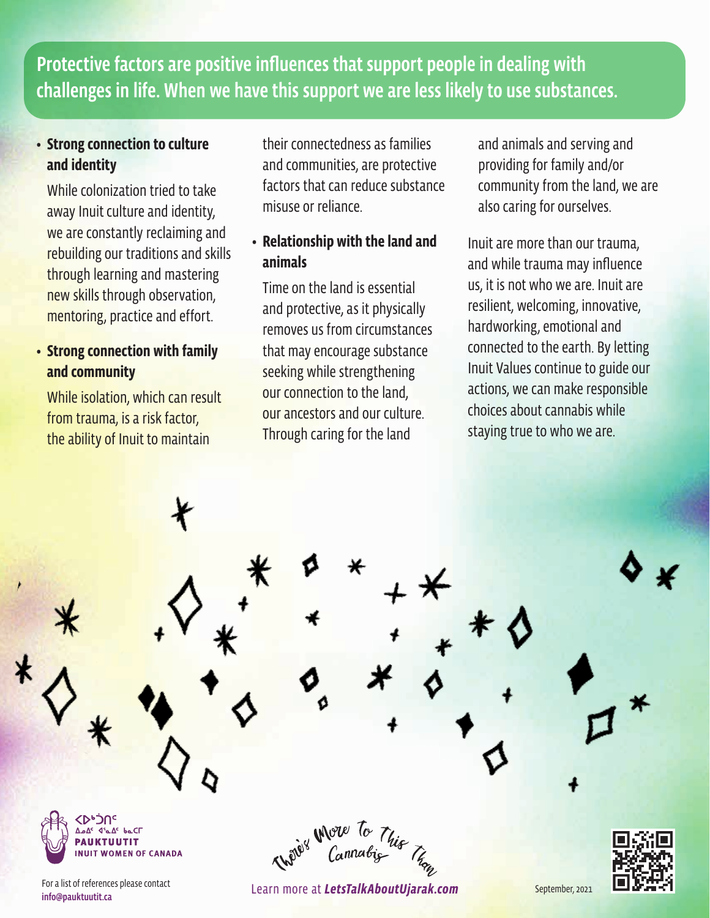## Protective factors are positive influences that support people in dealing with challenges in life. When we have this support we are less likely to use substances.

- **Strong connection to culture and identity**

  While colonization tried to take away Inuit culture and identity, we are constantly reclaiming and rebuilding our traditions and skills through learning and mastering new skills through observation, mentoring, practice and effort.

- **Strong connection with family and community**

  While isolation, which can result from trauma, is a risk factor, the ability of Inuit to maintain their connectedness as families and communities, are protective factors that can reduce substance misuse or reliance.

- **Relationship with the land and animals**

  Time on the land is essential and protective, as it physically removes us from circumstances that may encourage substance seeking while strengthening our connection to the land, our ancestors and our culture. Through caring for the land and animals and serving and providing for family and/or community from the land, we are also caring for ourselves.

Inuit are more than our trauma, and while trauma may influence us, it is not who we are. Inuit are resilient, welcoming, innovative, hardworking, emotional and connected to the earth. By letting Inuit Values continue to guide our actions, we can make responsible choices about cannabis while staying true to who we are.

ᐸᐅᒃᑑᑎᑦ
ᐃᓄᐃᑦ ᐊᕐᓇᐃᑦ ᑲᓇᑕᒥ
PAUKTUUTIT
INUIT WOMEN OF CANADA

For a list of references please contact **info@pauktuutit.ca**

There's More To This Than Cannabis

Learn more at ***LetsTalkAboutUjarak.com***

September, 2021